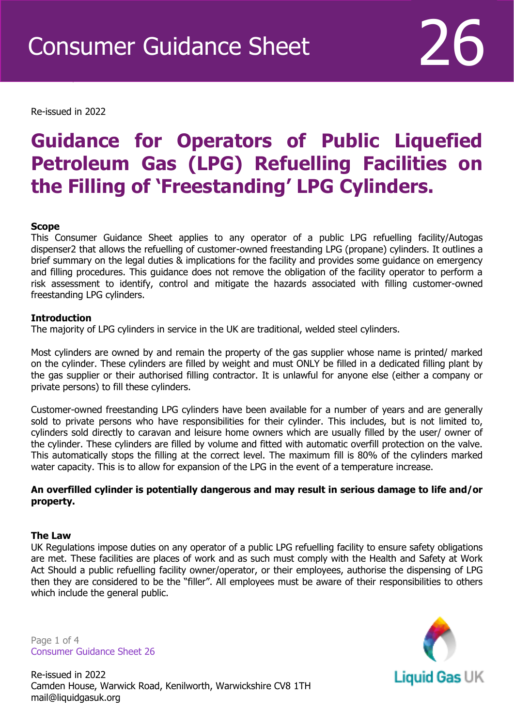# Consumer Guidance Sheet 26

Re-issued in 2022

# Guidance for Operators of Public Liquefied Petroleum Gas (LPG) Refuelling Facilities on the Filling of 'Freestanding' LPG Cylinders.

**Scope**

This Consumer Guidance Sheet applies to any operator of a public LPG refuelling facility/Autogas dispenser2 that allows the refuelling of customer-owned freestanding LPG (propane) cylinders. It outlines a brief summary on the legal duties & implications for the facility and provides some guidance on emergency and filling procedures. This guidance does not remove the obligation of the facility operator to perform a risk assessment to identify, control and mitigate the hazards associated with filling customer-owned freestanding LPG cylinders.

**Introduction**

The majority of LPG cylinders in service in the UK are traditional, welded steel cylinders.

Most cylinders are owned by and remain the property of the gas supplier whose name is printed/ marked on the cylinder. These cylinders are filled by weight and must ONLY be filled in a dedicated filling plant by the gas supplier or their authorised filling contractor. It is unlawful for anyone else (either a company or private persons) to fill these cylinders.

Customer-owned freestanding LPG cylinders have been available for a number of years and are generally sold to private persons who have responsibilities for their cylinder. This includes, but is not limited to, cylinders sold directly to caravan and leisure home owners which are usually filled by the user/ owner of the cylinder. These cylinders are filled by volume and fitted with automatic overfill protection on the valve. This automatically stops the filling at the correct level. The maximum fill is 80% of the cylinders marked water capacity. This is to allow for expansion of the LPG in the event of a temperature increase.

**An overfilled cylinder is potentially dangerous and may result in serious damage to life and/or property.**

**The Law**

UK Regulations impose duties on any operator of a public LPG refuelling facility to ensure safety obligations are met. These facilities are places of work and as such must comply with the Health and Safety at Work Act Should a public refuelling facility owner/operator, or their employees, authorise the dispensing of LPG then they are considered to be the "filler". All employees must be aware of their responsibilities to others which include the general public.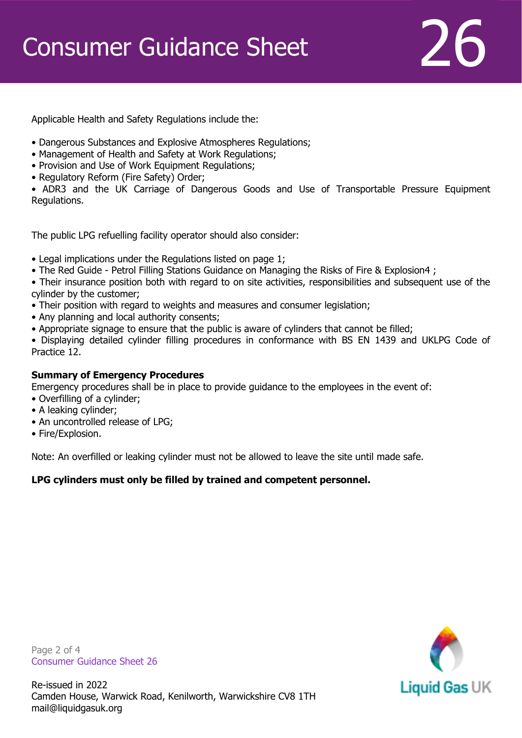Applicable Health and Safety Regulations include the:

- Dangerous Substances and Explosive Atmospheres Regulations;
- Management of Health and Safety at Work Regulations;
- Provision and Use of Work Equipment Regulations;
- Regulatory Reform (Fire Safety) Order;
- ADR3 and the UK Carriage of Dangerous Goods and Use of Transportable Pressure Equipment Regulations.

The public LPG refuelling facility operator should also consider:

- Legal implications under the Regulations listed on page 1;
- The Red Guide - Petrol Filling Stations Guidance on Managing the Risks of Fire & Explosion4 ;
- Their insurance position both with regard to on site activities, responsibilities and subsequent use of the cylinder by the customer;
- Their position with regard to weights and measures and consumer legislation;
- Any planning and local authority consents;
- Appropriate signage to ensure that the public is aware of cylinders that cannot be filled;
- Displaying detailed cylinder filling procedures in conformance with BS EN 1439 and UKLPG Code of Practice 12.

**Summary of Emergency Procedures**

Emergency procedures shall be in place to provide guidance to the employees in the event of:

- Overfilling of a cylinder;
- A leaking cylinder;
- An uncontrolled release of LPG;
- Fire/Explosion.

Note: An overfilled or leaking cylinder must not be allowed to leave the site until made safe.

**LPG cylinders must only be filled by trained and competent personnel.**

Re-issued in 2022
Camden House, Warwick Road, Kenilworth, Warwickshire CV8 1TH
mail@liquidgasuk.org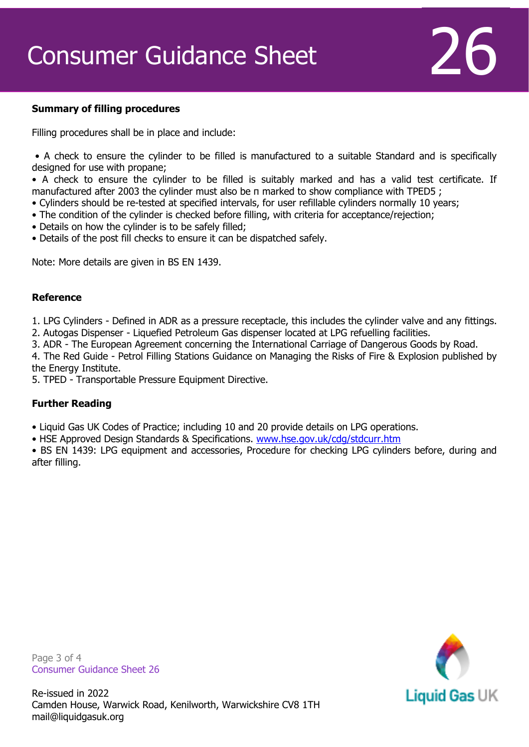**Summary of filling procedures**

Filling procedures shall be in place and include:

- A check to ensure the cylinder to be filled is manufactured to a suitable Standard and is specifically designed for use with propane;
- A check to ensure the cylinder to be filled is suitably marked and has a valid test certificate. If manufactured after 2003 the cylinder must also be π marked to show compliance with TPED5 ;
- Cylinders should be re-tested at specified intervals, for user refillable cylinders normally 10 years;
- The condition of the cylinder is checked before filling, with criteria for acceptance/rejection;
- Details on how the cylinder is to be safely filled;
- Details of the post fill checks to ensure it can be dispatched safely.

Note: More details are given in BS EN 1439.

**Reference**

1. LPG Cylinders - Defined in ADR as a pressure receptacle, this includes the cylinder valve and any fittings.
2. Autogas Dispenser - Liquefied Petroleum Gas dispenser located at LPG refuelling facilities.
3. ADR - The European Agreement concerning the International Carriage of Dangerous Goods by Road.
4. The Red Guide - Petrol Filling Stations Guidance on Managing the Risks of Fire & Explosion published by the Energy Institute.
5. TPED - Transportable Pressure Equipment Directive.

**Further Reading**

- Liquid Gas UK Codes of Practice; including 10 and 20 provide details on LPG operations.
- HSE Approved Design Standards & Specifications. www.hse.gov.uk/cdg/stdcurr.htm
- BS EN 1439: LPG equipment and accessories, Procedure for checking LPG cylinders before, during and after filling.

Re-issued in 2022
Camden House, Warwick Road, Kenilworth, Warwickshire CV8 1TH
mail@liquidgasuk.org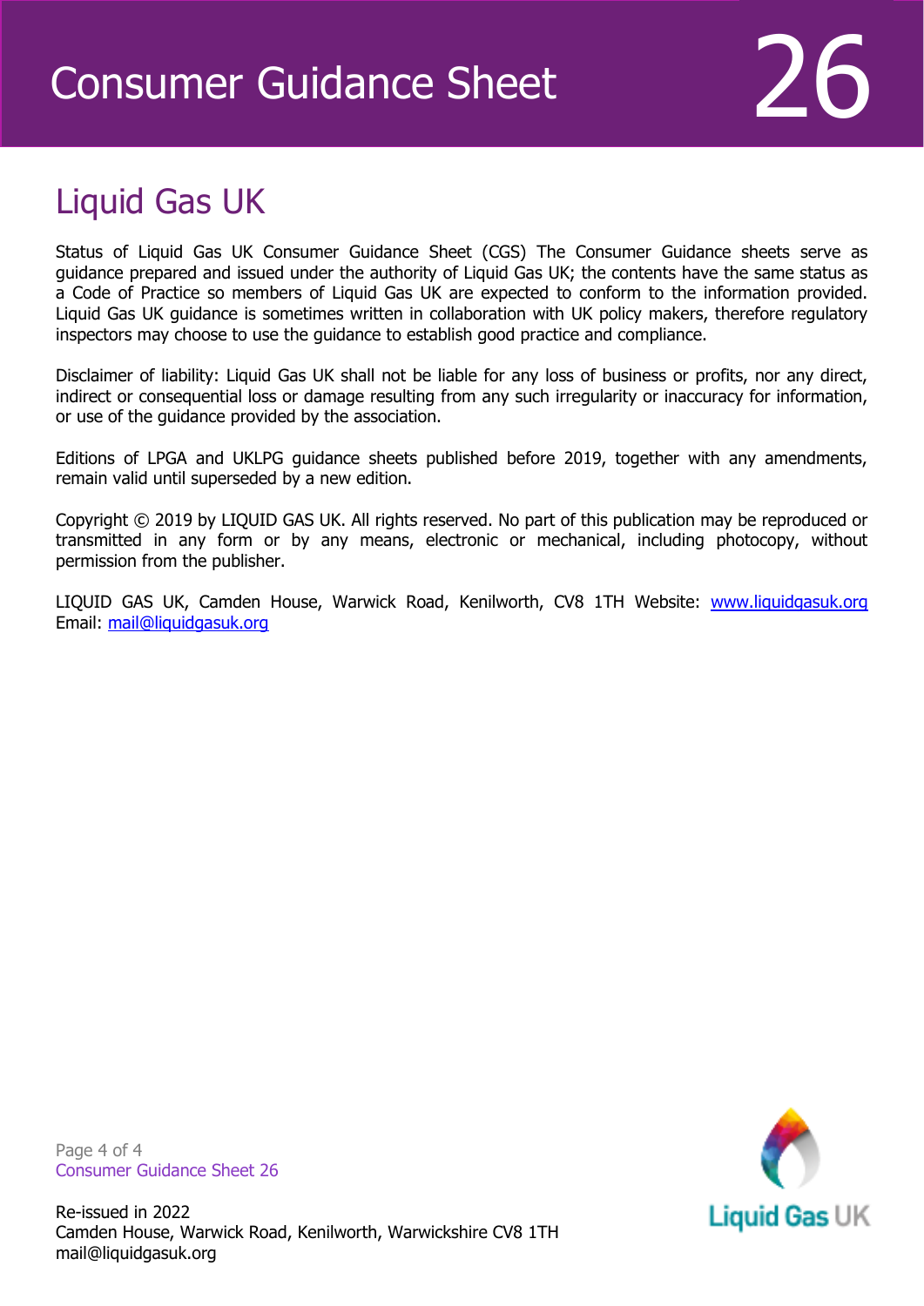# Consumer Guidance Sheet 26

## Liquid Gas UK

Status of Liquid Gas UK Consumer Guidance Sheet (CGS) The Consumer Guidance sheets serve as guidance prepared and issued under the authority of Liquid Gas UK; the contents have the same status as a Code of Practice so members of Liquid Gas UK are expected to conform to the information provided. Liquid Gas UK guidance is sometimes written in collaboration with UK policy makers, therefore regulatory inspectors may choose to use the guidance to establish good practice and compliance.

Disclaimer of liability: Liquid Gas UK shall not be liable for any loss of business or profits, nor any direct, indirect or consequential loss or damage resulting from any such irregularity or inaccuracy for information, or use of the guidance provided by the association.

Editions of LPGA and UKLPG guidance sheets published before 2019, together with any amendments, remain valid until superseded by a new edition.

Copyright © 2019 by LIQUID GAS UK. All rights reserved. No part of this publication may be reproduced or transmitted in any form or by any means, electronic or mechanical, including photocopy, without permission from the publisher.

LIQUID GAS UK, Camden House, Warwick Road, Kenilworth, CV8 1TH Website: www.liquidgasuk.org Email: mail@liquidgasuk.org

Re-issued in 2022
Camden House, Warwick Road, Kenilworth, Warwickshire CV8 1TH
mail@liquidgasuk.org